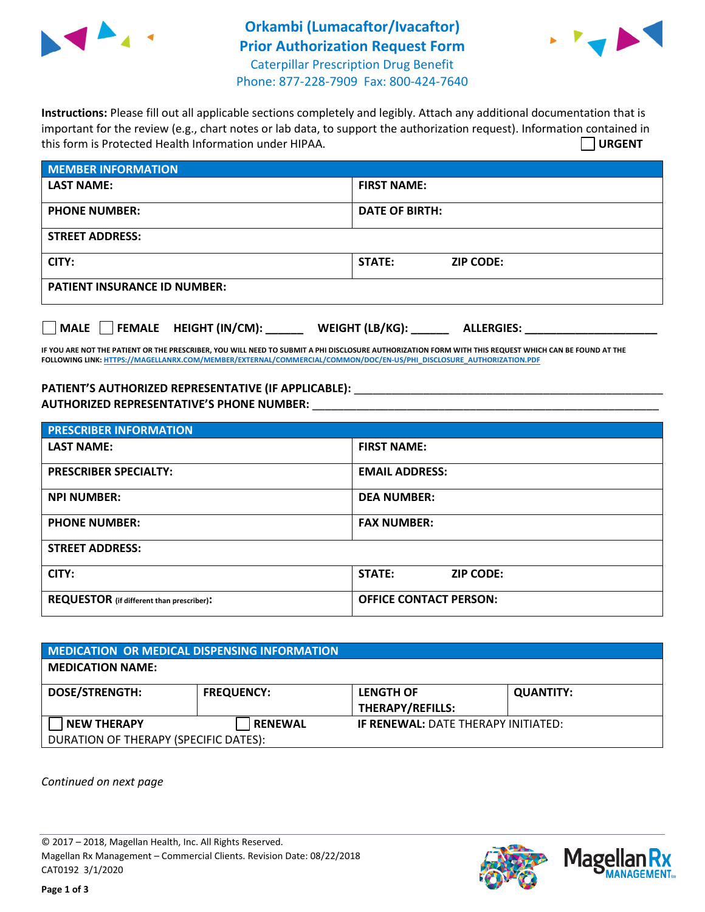# Orkambi (Lumacaftor/Ivacaftor) Prior Authorization Request Form

Caterpillar Prescription Drug Benefit
Phone: 877-228-7909 Fax: 800-424-7640

**Instructions:** Please fill out all applicable sections completely and legibly. Attach any additional documentation that is important for the review (e.g., chart notes or lab data, to support the authorization request). Information contained in this form is Protected Health Information under HIPAA. ☐ **URGENT**

| MEMBER INFORMATION | |
|---|---|
| **LAST NAME:** | **FIRST NAME:** |
| **PHONE NUMBER:** | **DATE OF BIRTH:** |
| **STREET ADDRESS:** | |
| **CITY:** | **STATE:** **ZIP CODE:** |
| **PATIENT INSURANCE ID NUMBER:** | |

☐ **MALE** ☐ **FEMALE** **HEIGHT (IN/CM):** ______ **WEIGHT (LB/KG):** ______ **ALLERGIES:** ____________________

**IF YOU ARE NOT THE PATIENT OR THE PRESCRIBER, YOU WILL NEED TO SUBMIT A PHI DISCLOSURE AUTHORIZATION FORM WITH THIS REQUEST WHICH CAN BE FOUND AT THE FOLLOWING LINK: HTTPS://MAGELLANRX.COM/MEMBER/EXTERNAL/COMMERCIAL/COMMON/DOC/EN-US/PHI_DISCLOSURE_AUTHORIZATION.PDF**

**PATIENT'S AUTHORIZED REPRESENTATIVE (IF APPLICABLE):** ____________________________________________

**AUTHORIZED REPRESENTATIVE'S PHONE NUMBER:** ____________________________________________

| PRESCRIBER INFORMATION | |
|---|---|
| **LAST NAME:** | **FIRST NAME:** |
| **PRESCRIBER SPECIALTY:** | **EMAIL ADDRESS:** |
| **NPI NUMBER:** | **DEA NUMBER:** |
| **PHONE NUMBER:** | **FAX NUMBER:** |
| **STREET ADDRESS:** | |
| **CITY:** | **STATE:** **ZIP CODE:** |
| **REQUESTOR** (if different than prescriber)**:** | **OFFICE CONTACT PERSON:** |

| MEDICATION OR MEDICAL DISPENSING INFORMATION | | | |
|---|---|---|---|
| **MEDICATION NAME:** | | | |
| **DOSE/STRENGTH:** | **FREQUENCY:** | **LENGTH OF THERAPY/REFILLS:** | **QUANTITY:** |
| ☐ **NEW THERAPY** | ☐ **RENEWAL** | **IF RENEWAL:** DATE THERAPY INITIATED: | |
| DURATION OF THERAPY (SPECIFIC DATES): | | | |

*Continued on next page*

© 2017 – 2018, Magellan Health, Inc. All Rights Reserved.
Magellan Rx Management – Commercial Clients. Revision Date: 08/22/2018
CAT0192 3/1/2020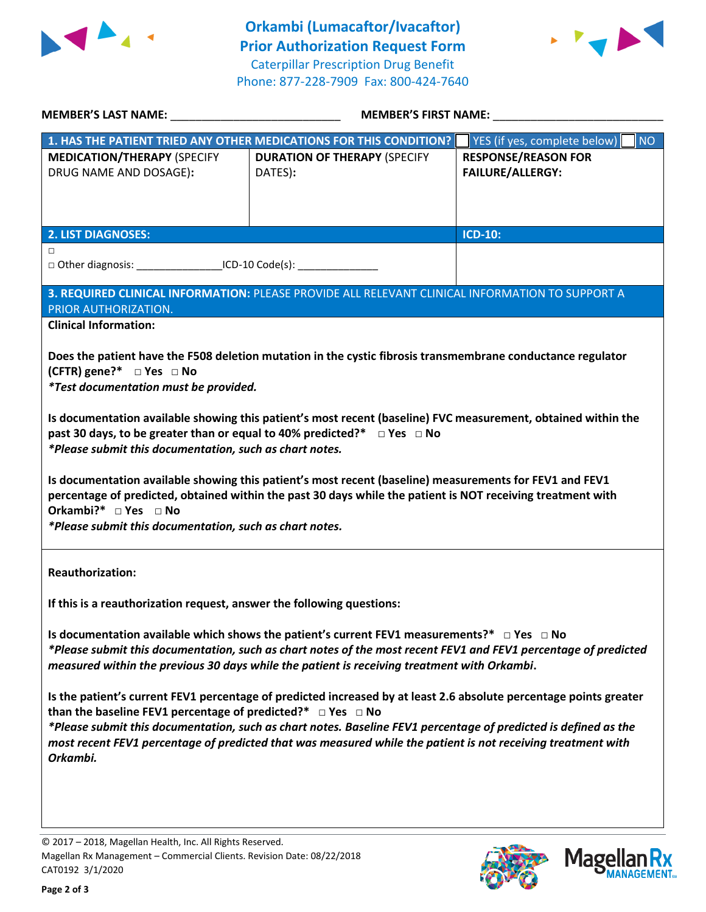# Orkambi (Lumacaftor/Ivacaftor) Prior Authorization Request Form

Caterpillar Prescription Drug Benefit
Phone: 877-228-7909 Fax: 800-424-7640

**MEMBER'S LAST NAME:** ___________________________ **MEMBER'S FIRST NAME:** ___________________________

| **1. HAS THE PATIENT TRIED ANY OTHER MEDICATIONS FOR THIS CONDITION?** | | ☐ YES (if yes, complete below) ☐ NO |
|---|---|---|
| **MEDICATION/THERAPY** (SPECIFY DRUG NAME AND DOSAGE): | **DURATION OF THERAPY** (SPECIFY DATES): | **RESPONSE/REASON FOR FAILURE/ALLERGY:** |
| | | |

| **2. LIST DIAGNOSES:** | **ICD-10:** |
|---|---|
| ☐<br>☐ Other diagnosis: ______________ICD-10 Code(s): _____________ | |

**3. REQUIRED CLINICAL INFORMATION:** PLEASE PROVIDE ALL RELEVANT CLINICAL INFORMATION TO SUPPORT A PRIOR AUTHORIZATION.

**Clinical Information:**

**Does the patient have the F508 deletion mutation in the cystic fibrosis transmembrane conductance regulator (CFTR) gene?\*** ☐ **Yes** ☐ **No**
***Test documentation must be provided.***

**Is documentation available showing this patient's most recent (baseline) FVC measurement, obtained within the past 30 days, to be greater than or equal to 40% predicted?\*** ☐ **Yes** ☐ **No**
***Please submit this documentation, such as chart notes.***

**Is documentation available showing this patient's most recent (baseline) measurements for FEV1 and FEV1 percentage of predicted, obtained within the past 30 days while the patient is NOT receiving treatment with Orkambi?\*** ☐ **Yes** ☐ **No**
***Please submit this documentation, such as chart notes.***

**Reauthorization:**

**If this is a reauthorization request, answer the following questions:**

**Is documentation available which shows the patient's current FEV1 measurements?\*** ☐ **Yes** ☐ **No**
***Please submit this documentation, such as chart notes of the most recent FEV1 and FEV1 percentage of predicted measured within the previous 30 days while the patient is receiving treatment with Orkambi.***

**Is the patient's current FEV1 percentage of predicted increased by at least 2.6 absolute percentage points greater than the baseline FEV1 percentage of predicted?\*** ☐ **Yes** ☐ **No**
***Please submit this documentation, such as chart notes. Baseline FEV1 percentage of predicted is defined as the most recent FEV1 percentage of predicted that was measured while the patient is not receiving treatment with Orkambi.***

© 2017 – 2018, Magellan Health, Inc. All Rights Reserved.
Magellan Rx Management – Commercial Clients. Revision Date: 08/22/2018
CAT0192 3/1/2020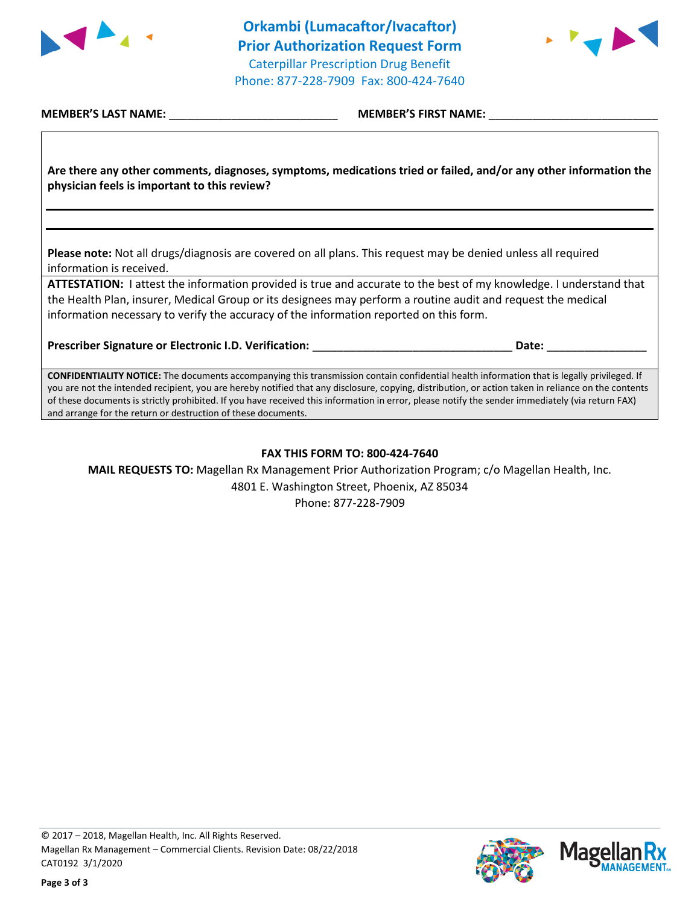# Orkambi (Lumacaftor/Ivacaftor) Prior Authorization Request Form

Caterpillar Prescription Drug Benefit
Phone: 877-228-7909 Fax: 800-424-7640

**MEMBER'S LAST NAME:** ___________________________ **MEMBER'S FIRST NAME:** ___________________________

**Are there any other comments, diagnoses, symptoms, medications tried or failed, and/or any other information the physician feels is important to this review?**

---

---

**Please note:** Not all drugs/diagnosis are covered on all plans. This request may be denied unless all required information is received.

**ATTESTATION:** I attest the information provided is true and accurate to the best of my knowledge. I understand that the Health Plan, insurer, Medical Group or its designees may perform a routine audit and request the medical information necessary to verify the accuracy of the information reported on this form.

**Prescriber Signature or Electronic I.D. Verification:** _______________________________ **Date:** _______________

**CONFIDENTIALITY NOTICE:** The documents accompanying this transmission contain confidential health information that is legally privileged. If you are not the intended recipient, you are hereby notified that any disclosure, copying, distribution, or action taken in reliance on the contents of these documents is strictly prohibited. If you have received this information in error, please notify the sender immediately (via return FAX) and arrange for the return or destruction of these documents.

**FAX THIS FORM TO: 800-424-7640**

**MAIL REQUESTS TO:** Magellan Rx Management Prior Authorization Program; c/o Magellan Health, Inc.
4801 E. Washington Street, Phoenix, AZ 85034
Phone: 877-228-7909

© 2017 – 2018, Magellan Health, Inc. All Rights Reserved.
Magellan Rx Management – Commercial Clients. Revision Date: 08/22/2018
CAT0192 3/1/2020